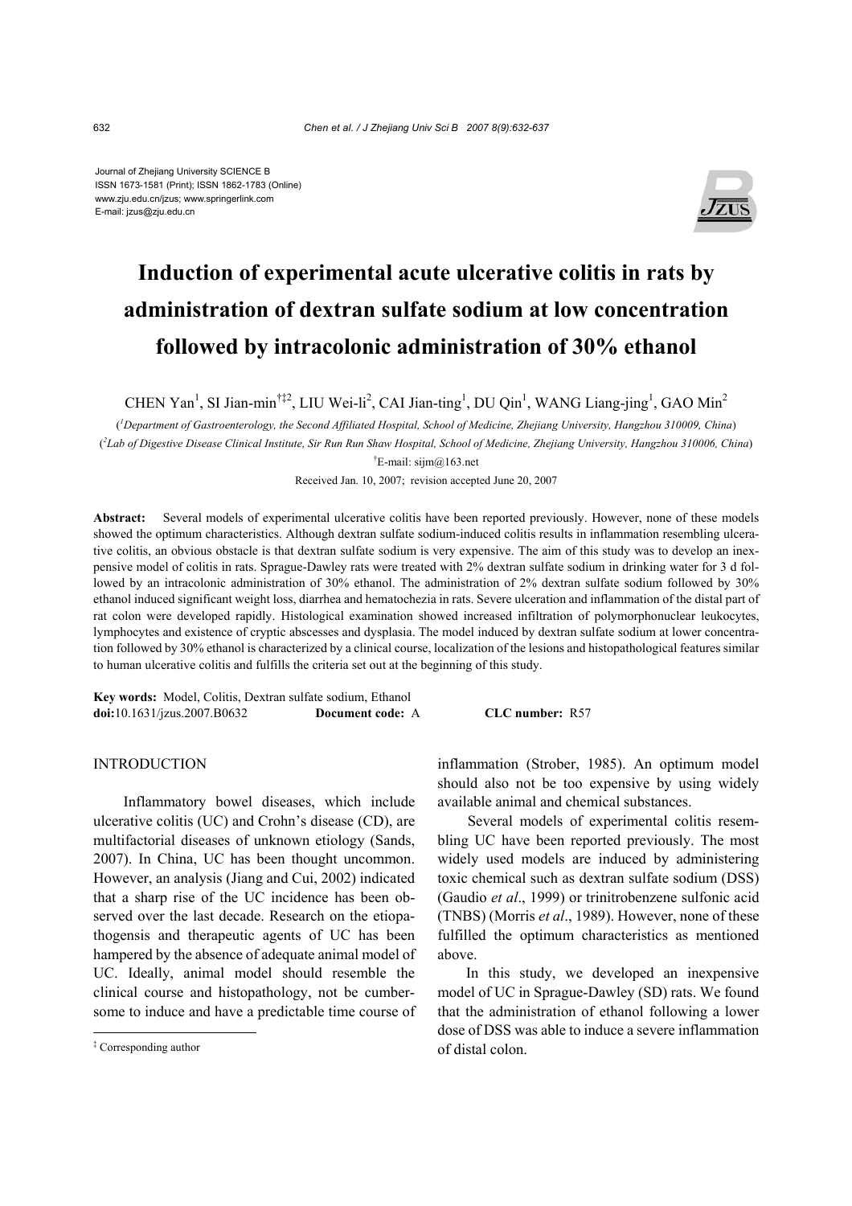Journal of Zhejiang University SCIENCE B
ISSN 1673-1581 (Print); ISSN 1862-1783 (Online)
www.zju.edu.cn/jzus; www.springerlink.com
E-mail: jzus@zju.edu.cn

# Induction of experimental acute ulcerative colitis in rats by administration of dextran sulfate sodium at low concentration followed by intracolonic administration of 30% ethanol

CHEN Yan[1], SI Jian-min[†‡2], LIU Wei-li[2], CAI Jian-ting[1], DU Qin[1], WANG Liang-jing[1], GAO Min[2]

([1]*Department of Gastroenterology, the Second Affiliated Hospital, School of Medicine, Zhejiang University, Hangzhou 310009, China*)

([2]*Lab of Digestive Disease Clinical Institute, Sir Run Run Shaw Hospital, School of Medicine, Zhejiang University, Hangzhou 310006, China*)

[†]E-mail: sijm@163.net

Received Jan. 10, 2007; revision accepted June 20, 2007

**Abstract:** Several models of experimental ulcerative colitis have been reported previously. However, none of these models showed the optimum characteristics. Although dextran sulfate sodium-induced colitis results in inflammation resembling ulcerative colitis, an obvious obstacle is that dextran sulfate sodium is very expensive. The aim of this study was to develop an inexpensive model of colitis in rats. Sprague-Dawley rats were treated with 2% dextran sulfate sodium in drinking water for 3 d followed by an intracolonic administration of 30% ethanol. The administration of 2% dextran sulfate sodium followed by 30% ethanol induced significant weight loss, diarrhea and hematochezia in rats. Severe ulceration and inflammation of the distal part of rat colon were developed rapidly. Histological examination showed increased infiltration of polymorphonuclear leukocytes, lymphocytes and existence of cryptic abscesses and dysplasia. The model induced by dextran sulfate sodium at lower concentration followed by 30% ethanol is characterized by a clinical course, localization of the lesions and histopathological features similar to human ulcerative colitis and fulfills the criteria set out at the beginning of this study.

**Key words:** Model, Colitis, Dextran sulfate sodium, Ethanol
**doi:**10.1631/jzus.2007.B0632 **Document code:** A **CLC number:** R57

## INTRODUCTION

Inflammatory bowel diseases, which include ulcerative colitis (UC) and Crohn's disease (CD), are multifactorial diseases of unknown etiology (Sands, 2007). In China, UC has been thought uncommon. However, an analysis (Jiang and Cui, 2002) indicated that a sharp rise of the UC incidence has been observed over the last decade. Research on the etiopathogensis and therapeutic agents of UC has been hampered by the absence of adequate animal model of UC. Ideally, animal model should resemble the clinical course and histopathology, not be cumbersome to induce and have a predictable time course of inflammation (Strober, 1985). An optimum model should also not be too expensive by using widely available animal and chemical substances.

Several models of experimental colitis resembling UC have been reported previously. The most widely used models are induced by administering toxic chemical such as dextran sulfate sodium (DSS) (Gaudio *et al*., 1999) or trinitrobenzene sulfonic acid (TNBS) (Morris *et al*., 1989). However, none of these fulfilled the optimum characteristics as mentioned above.

In this study, we developed an inexpensive model of UC in Sprague-Dawley (SD) rats. We found that the administration of ethanol following a lower dose of DSS was able to induce a severe inflammation of distal colon.

[‡] Corresponding author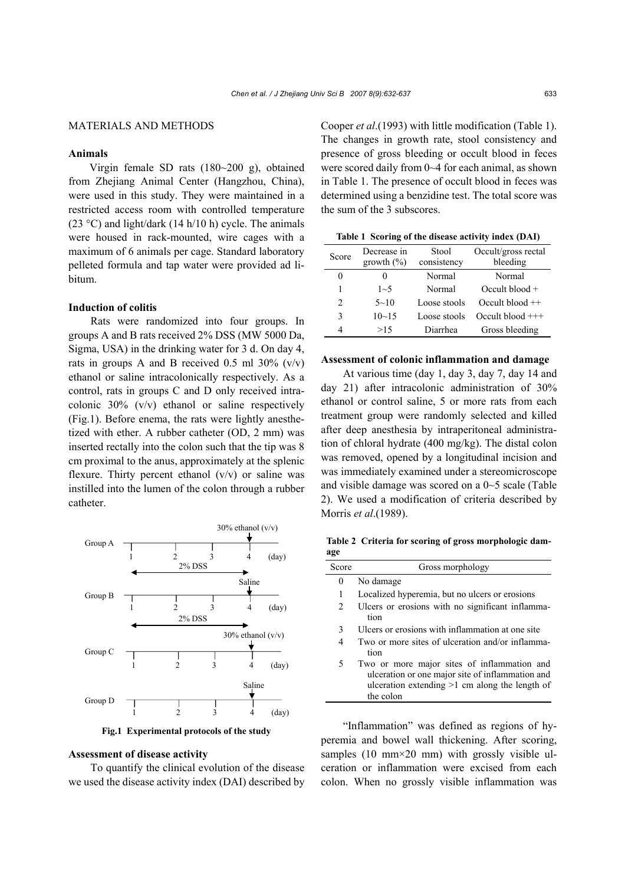## MATERIALS AND METHODS

### Animals

Virgin female SD rats (180~200 g), obtained from Zhejiang Animal Center (Hangzhou, China), were used in this study. They were maintained in a restricted access room with controlled temperature (23 °C) and light/dark (14 h/10 h) cycle. The animals were housed in rack-mounted, wire cages with a maximum of 6 animals per cage. Standard laboratory pelleted formula and tap water were provided ad libitum.

### Induction of colitis

Rats were randomized into four groups. In groups A and B rats received 2% DSS (MW 5000 Da, Sigma, USA) in the drinking water for 3 d. On day 4, rats in groups A and B received 0.5 ml 30% (v/v) ethanol or saline intracolonically respectively. As a control, rats in groups C and D only received intracolonic 30% (v/v) ethanol or saline respectively (Fig.1). Before enema, the rats were lightly anesthetized with ether. A rubber catheter (OD, 2 mm) was inserted rectally into the colon such that the tip was 8 cm proximal to the anus, approximately at the splenic flexure. Thirty percent ethanol (v/v) or saline was instilled into the lumen of the colon through a rubber catheter.

30% ethanol (v/v)
Group A
1 2 3 4 (day)
2% DSS
Saline
Group B
1 2 3 4 (day)
2% DSS
30% ethanol (v/v)
Group C
1 2 3 4 (day)
Saline
Group D
1 2 3 4 (day)

**Fig.1 Experimental protocols of the study**

### Assessment of disease activity

To quantify the clinical evolution of the disease we used the disease activity index (DAI) described by Cooper *et al*.(1993) with little modification (Table 1). The changes in growth rate, stool consistency and presence of gross bleeding or occult blood in feces were scored daily from 0~4 for each animal, as shown in Table 1. The presence of occult blood in feces was determined using a benzidine test. The total score was the sum of the 3 subscores.

**Table 1 Scoring of the disease activity index (DAI)**

| Score | Decrease in growth (%) | Stool consistency | Occult/gross rectal bleeding |
|---|---|---|---|
| 0 | 0 | Normal | Normal |
| 1 | 1~5 | Normal | Occult blood + |
| 2 | 5~10 | Loose stools | Occult blood ++ |
| 3 | 10~15 | Loose stools | Occult blood +++ |
| 4 | >15 | Diarrhea | Gross bleeding |

### Assessment of colonic inflammation and damage

At various time (day 1, day 3, day 7, day 14 and day 21) after intracolonic administration of 30% ethanol or control saline, 5 or more rats from each treatment group were randomly selected and killed after deep anesthesia by intraperitoneal administration of chloral hydrate (400 mg/kg). The distal colon was removed, opened by a longitudinal incision and was immediately examined under a stereomicroscope and visible damage was scored on a 0~5 scale (Table 2). We used a modification of criteria described by Morris *et al*.(1989).

**Table 2 Criteria for scoring of gross morphologic damage**

| Score | Gross morphology |
|---|---|
| 0 | No damage |
| 1 | Localized hyperemia, but no ulcers or erosions |
| 2 | Ulcers or erosions with no significant inflammation |
| 3 | Ulcers or erosions with inflammation at one site |
| 4 | Two or more sites of ulceration and/or inflammation |
| 5 | Two or more major sites of inflammation and ulceration or one major site of inflammation and ulceration extending >1 cm along the length of the colon |

"Inflammation" was defined as regions of hyperemia and bowel wall thickening. After scoring, samples (10 mm×20 mm) with grossly visible ulceration or inflammation were excised from each colon. When no grossly visible inflammation was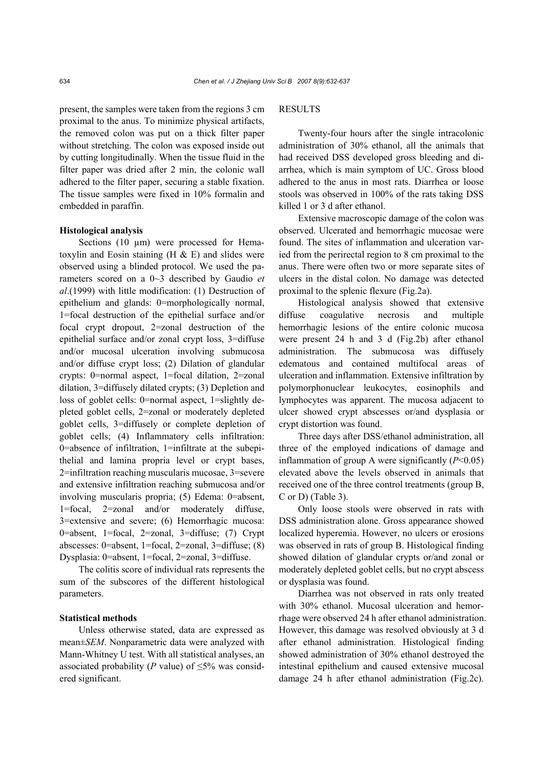present, the samples were taken from the regions 3 cm proximal to the anus. To minimize physical artifacts, the removed colon was put on a thick filter paper without stretching. The colon was exposed inside out by cutting longitudinally. When the tissue fluid in the filter paper was dried after 2 min, the colonic wall adhered to the filter paper, securing a stable fixation. The tissue samples were fixed in 10% formalin and embedded in paraffin.

### Histological analysis

Sections (10 μm) were processed for Hematoxylin and Eosin staining (H & E) and slides were observed using a blinded protocol. We used the parameters scored on a 0~3 described by Gaudio *et al*.(1999) with little modification: (1) Destruction of epithelium and glands: 0=morphologically normal, 1=focal destruction of the epithelial surface and/or focal crypt dropout, 2=zonal destruction of the epithelial surface and/or zonal crypt loss, 3=diffuse and/or mucosal ulceration involving submucosa and/or diffuse crypt loss; (2) Dilation of glandular crypts: 0=normal aspect, 1=focal dilation, 2=zonal dilation, 3=diffusely dilated crypts; (3) Depletion and loss of goblet cells: 0=normal aspect, 1=slightly depleted goblet cells, 2=zonal or moderately depleted goblet cells, 3=diffusely or complete depletion of goblet cells; (4) Inflammatory cells infiltration: 0=absence of infiltration, 1=infiltrate at the subepithelial and lamina propria level or crypt bases, 2=infiltration reaching muscularis mucosae, 3=severe and extensive infiltration reaching submucosa and/or involving muscularis propria; (5) Edema: 0=absent, 1=focal, 2=zonal and/or moderately diffuse, 3=extensive and severe; (6) Hemorrhagic mucosa: 0=absent, 1=focal, 2=zonal, 3=diffuse; (7) Crypt abscesses: 0=absent, 1=focal, 2=zonal, 3=diffuse; (8) Dysplasia: 0=absent, 1=focal, 2=zonal, 3=diffuse.

The colitis score of individual rats represents the sum of the subscores of the different histological parameters.

### Statistical methods

Unless otherwise stated, data are expressed as mean±*SEM*. Nonparametric data were analyzed with Mann-Whitney U test. With all statistical analyses, an associated probability (*P* value) of ≤5% was considered significant.

## RESULTS

Twenty-four hours after the single intracolonic administration of 30% ethanol, all the animals that had received DSS developed gross bleeding and diarrhea, which is main symptom of UC. Gross blood adhered to the anus in most rats. Diarrhea or loose stools was observed in 100% of the rats taking DSS killed 1 or 3 d after ethanol.

Extensive macroscopic damage of the colon was observed. Ulcerated and hemorrhagic mucosae were found. The sites of inflammation and ulceration varied from the perirectal region to 8 cm proximal to the anus. There were often two or more separate sites of ulcers in the distal colon. No damage was detected proximal to the splenic flexure (Fig.2a).

Histological analysis showed that extensive diffuse coagulative necrosis and multiple hemorrhagic lesions of the entire colonic mucosa were present 24 h and 3 d (Fig.2b) after ethanol administration. The submucosa was diffusely edematous and contained multifocal areas of ulceration and inflammation. Extensive infiltration by polymorphonuclear leukocytes, eosinophils and lymphocytes was apparent. The mucosa adjacent to ulcer showed crypt abscesses or/and dysplasia or crypt distortion was found.

Three days after DSS/ethanol administration, all three of the employed indications of damage and inflammation of group A were significantly ($P<0.05$) elevated above the levels observed in animals that received one of the three control treatments (group B, C or D) (Table 3).

Only loose stools were observed in rats with DSS administration alone. Gross appearance showed localized hyperemia. However, no ulcers or erosions was observed in rats of group B. Histological finding showed dilation of glandular crypts or/and zonal or moderately depleted goblet cells, but no crypt abscess or dysplasia was found.

Diarrhea was not observed in rats only treated with 30% ethanol. Mucosal ulceration and hemorrhage were observed 24 h after ethanol administration. However, this damage was resolved obviously at 3 d after ethanol administration. Histological finding showed administration of 30% ethanol destroyed the intestinal epithelium and caused extensive mucosal damage 24 h after ethanol administration (Fig.2c).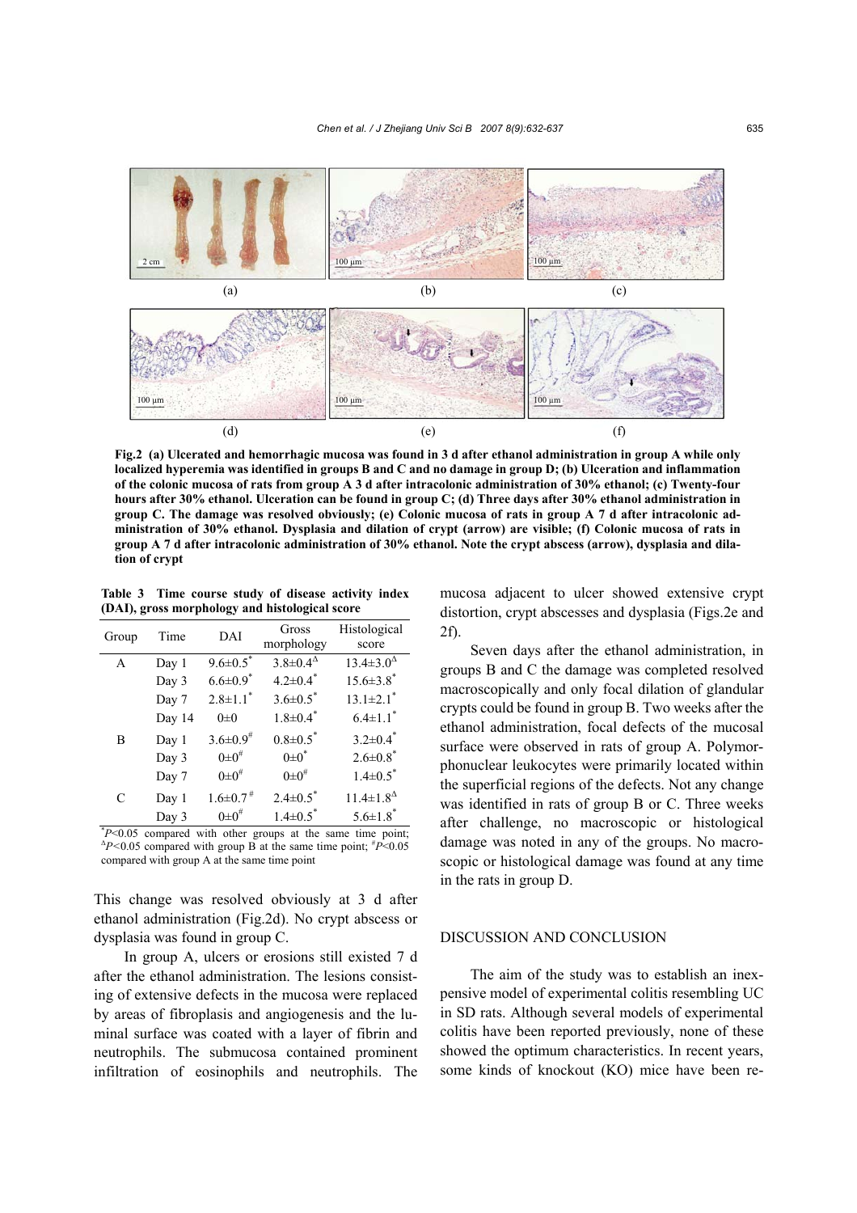(a) (b) (c)

(d) (e) (f)

**Fig.2 (a) Ulcerated and hemorrhagic mucosa was found in 3 d after ethanol administration in group A while only localized hyperemia was identified in groups B and C and no damage in group D; (b) Ulceration and inflammation of the colonic mucosa of rats from group A 3 d after intracolonic administration of 30% ethanol; (c) Twenty-four hours after 30% ethanol. Ulceration can be found in group C; (d) Three days after 30% ethanol administration in group C. The damage was resolved obviously; (e) Colonic mucosa of rats in group A 7 d after intracolonic administration of 30% ethanol. Dysplasia and dilation of crypt (arrow) are visible; (f) Colonic mucosa of rats in group A 7 d after intracolonic administration of 30% ethanol. Note the crypt abscess (arrow), dysplasia and dilation of crypt**

**Table 3 Time course study of disease activity index (DAI), gross morphology and histological score**

| Group | Time | DAI | Gross morphology | Histological score |
|---|---|---|---|---|
| A | Day 1 | 9.6±0.5* | 3.8±0.4$^{\Delta}$ | 13.4±3.0$^{\Delta}$ |
| | Day 3 | 6.6±0.9* | 4.2±0.4* | 15.6±3.8* |
| | Day 7 | 2.8±1.1* | 3.6±0.5* | 13.1±2.1* |
| | Day 14 | 0±0 | 1.8±0.4* | 6.4±1.1* |
| B | Day 1 | 3.6±0.9# | 0.8±0.5* | 3.2±0.4* |
| | Day 3 | 0±0# | 0±0* | 2.6±0.8* |
| | Day 7 | 0±0# | 0±0# | 1.4±0.5* |
| C | Day 1 | 1.6±0.7# | 2.4±0.5* | 11.4±1.8$^{\Delta}$ |
| | Day 3 | 0±0# | 1.4±0.5* | 5.6±1.8* |

*$P<0.05$ compared with other groups at the same time point; $^{\Delta}P<0.05$ compared with group B at the same time point; #$P<0.05$ compared with group A at the same time point

This change was resolved obviously at 3 d after ethanol administration (Fig.2d). No crypt abscess or dysplasia was found in group C.

In group A, ulcers or erosions still existed 7 d after the ethanol administration. The lesions consisting of extensive defects in the mucosa were replaced by areas of fibroplasis and angiogenesis and the luminal surface was coated with a layer of fibrin and neutrophils. The submucosa contained prominent infiltration of eosinophils and neutrophils. The mucosa adjacent to ulcer showed extensive crypt distortion, crypt abscesses and dysplasia (Figs.2e and 2f).

Seven days after the ethanol administration, in groups B and C the damage was completed resolved macroscopically and only focal dilation of glandular crypts could be found in group B. Two weeks after the ethanol administration, focal defects of the mucosal surface were observed in rats of group A. Polymorphonuclear leukocytes were primarily located within the superficial regions of the defects. Not any change was identified in rats of group B or C. Three weeks after challenge, no macroscopic or histological damage was noted in any of the groups. No macroscopic or histological damage was found at any time in the rats in group D.

## DISCUSSION AND CONCLUSION

The aim of the study was to establish an inexpensive model of experimental colitis resembling UC in SD rats. Although several models of experimental colitis have been reported previously, none of these showed the optimum characteristics. In recent years, some kinds of knockout (KO) mice have been re-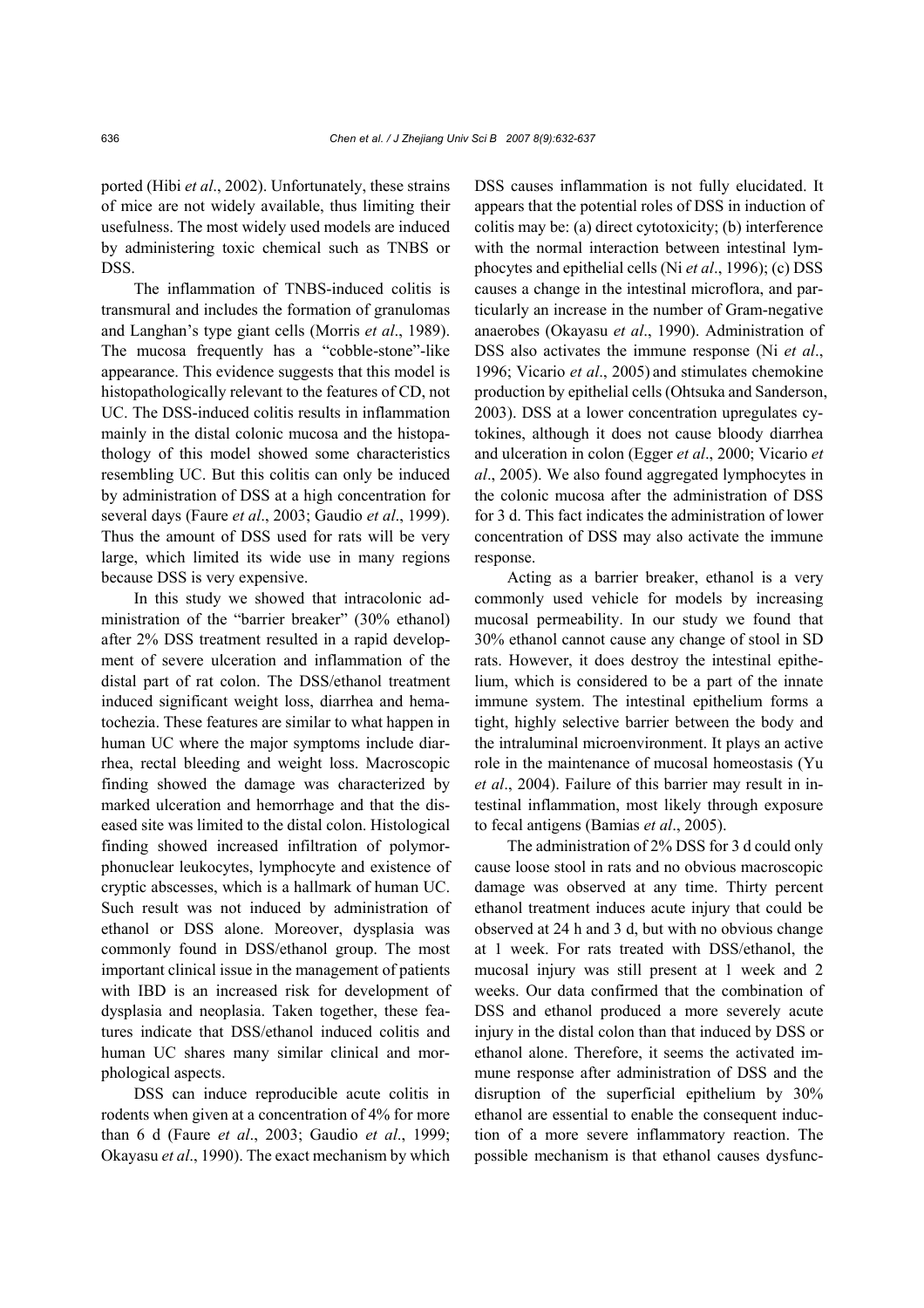ported (Hibi *et al*., 2002). Unfortunately, these strains of mice are not widely available, thus limiting their usefulness. The most widely used models are induced by administering toxic chemical such as TNBS or DSS.

The inflammation of TNBS-induced colitis is transmural and includes the formation of granulomas and Langhan's type giant cells (Morris *et al*., 1989). The mucosa frequently has a "cobble-stone"-like appearance. This evidence suggests that this model is histopathologically relevant to the features of CD, not UC. The DSS-induced colitis results in inflammation mainly in the distal colonic mucosa and the histopathology of this model showed some characteristics resembling UC. But this colitis can only be induced by administration of DSS at a high concentration for several days (Faure *et al*., 2003; Gaudio *et al*., 1999). Thus the amount of DSS used for rats will be very large, which limited its wide use in many regions because DSS is very expensive.

In this study we showed that intracolonic administration of the "barrier breaker" (30% ethanol) after 2% DSS treatment resulted in a rapid development of severe ulceration and inflammation of the distal part of rat colon. The DSS/ethanol treatment induced significant weight loss, diarrhea and hematochezia. These features are similar to what happen in human UC where the major symptoms include diarrhea, rectal bleeding and weight loss. Macroscopic finding showed the damage was characterized by marked ulceration and hemorrhage and that the diseased site was limited to the distal colon. Histological finding showed increased infiltration of polymorphonuclear leukocytes, lymphocyte and existence of cryptic abscesses, which is a hallmark of human UC. Such result was not induced by administration of ethanol or DSS alone. Moreover, dysplasia was commonly found in DSS/ethanol group. The most important clinical issue in the management of patients with IBD is an increased risk for development of dysplasia and neoplasia. Taken together, these features indicate that DSS/ethanol induced colitis and human UC shares many similar clinical and morphological aspects.

DSS can induce reproducible acute colitis in rodents when given at a concentration of 4% for more than 6 d (Faure *et al*., 2003; Gaudio *et al*., 1999; Okayasu *et al*., 1990). The exact mechanism by which DSS causes inflammation is not fully elucidated. It appears that the potential roles of DSS in induction of colitis may be: (a) direct cytotoxicity; (b) interference with the normal interaction between intestinal lymphocytes and epithelial cells (Ni *et al*., 1996); (c) DSS causes a change in the intestinal microflora, and particularly an increase in the number of Gram-negative anaerobes (Okayasu *et al*., 1990). Administration of DSS also activates the immune response (Ni *et al*., 1996; Vicario *et al*., 2005) and stimulates chemokine production by epithelial cells (Ohtsuka and Sanderson, 2003). DSS at a lower concentration upregulates cytokines, although it does not cause bloody diarrhea and ulceration in colon (Egger *et al*., 2000; Vicario *et al*., 2005). We also found aggregated lymphocytes in the colonic mucosa after the administration of DSS for 3 d. This fact indicates the administration of lower concentration of DSS may also activate the immune response.

Acting as a barrier breaker, ethanol is a very commonly used vehicle for models by increasing mucosal permeability. In our study we found that 30% ethanol cannot cause any change of stool in SD rats. However, it does destroy the intestinal epithelium, which is considered to be a part of the innate immune system. The intestinal epithelium forms a tight, highly selective barrier between the body and the intraluminal microenvironment. It plays an active role in the maintenance of mucosal homeostasis (Yu *et al*., 2004). Failure of this barrier may result in intestinal inflammation, most likely through exposure to fecal antigens (Bamias *et al*., 2005).

The administration of 2% DSS for 3 d could only cause loose stool in rats and no obvious macroscopic damage was observed at any time. Thirty percent ethanol treatment induces acute injury that could be observed at 24 h and 3 d, but with no obvious change at 1 week. For rats treated with DSS/ethanol, the mucosal injury was still present at 1 week and 2 weeks. Our data confirmed that the combination of DSS and ethanol produced a more severely acute injury in the distal colon than that induced by DSS or ethanol alone. Therefore, it seems the activated immune response after administration of DSS and the disruption of the superficial epithelium by 30% ethanol are essential to enable the consequent induction of a more severe inflammatory reaction. The possible mechanism is that ethanol causes dysfunc-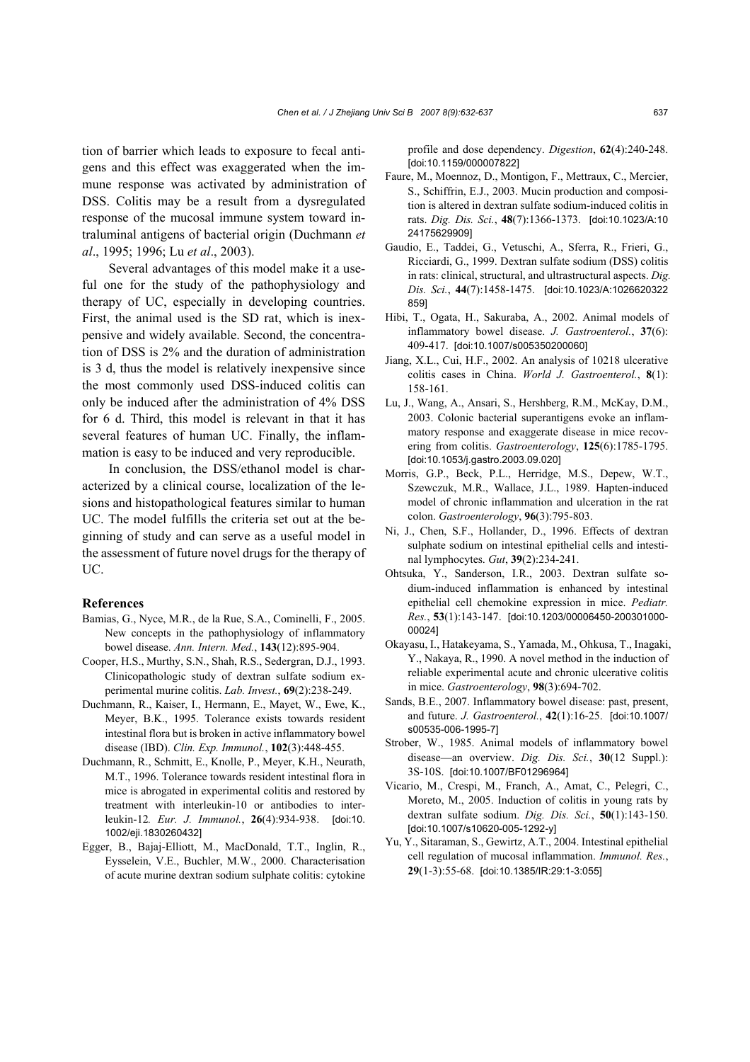tion of barrier which leads to exposure to fecal antigens and this effect was exaggerated when the immune response was activated by administration of DSS. Colitis may be a result from a dysregulated response of the mucosal immune system toward intraluminal antigens of bacterial origin (Duchmann *et al*., 1995; 1996; Lu *et al*., 2003).

Several advantages of this model make it a useful one for the study of the pathophysiology and therapy of UC, especially in developing countries. First, the animal used is the SD rat, which is inexpensive and widely available. Second, the concentration of DSS is 2% and the duration of administration is 3 d, thus the model is relatively inexpensive since the most commonly used DSS-induced colitis can only be induced after the administration of 4% DSS for 6 d. Third, this model is relevant in that it has several features of human UC. Finally, the inflammation is easy to be induced and very reproducible.

In conclusion, the DSS/ethanol model is characterized by a clinical course, localization of the lesions and histopathological features similar to human UC. The model fulfills the criteria set out at the beginning of study and can serve as a useful model in the assessment of future novel drugs for the therapy of UC.

## References

Bamias, G., Nyce, M.R., de la Rue, S.A., Cominelli, F., 2005. New concepts in the pathophysiology of inflammatory bowel disease. *Ann. Intern. Med.*, **143**(12):895-904.

Cooper, H.S., Murthy, S.N., Shah, R.S., Sedergran, D.J., 1993. Clinicopathologic study of dextran sulfate sodium experimental murine colitis. *Lab. Invest.*, **69**(2):238-249.

Duchmann, R., Kaiser, I., Hermann, E., Mayet, W., Ewe, K., Meyer, B.K., 1995. Tolerance exists towards resident intestinal flora but is broken in active inflammatory bowel disease (IBD). *Clin. Exp. Immunol.*, **102**(3):448-455.

Duchmann, R., Schmitt, E., Knolle, P., Meyer, K.H., Neurath, M.T., 1996. Tolerance towards resident intestinal flora in mice is abrogated in experimental colitis and restored by treatment with interleukin-10 or antibodies to interleukin-12. *Eur. J. Immunol.*, **26**(4):934-938. [doi:10.1002/eji.1830260432]

Egger, B., Bajaj-Elliott, M., MacDonald, T.T., Inglin, R., Eysselein, V.E., Buchler, M.W., 2000. Characterisation of acute murine dextran sodium sulphate colitis: cytokine profile and dose dependency. *Digestion*, **62**(4):240-248. [doi:10.1159/000007822]

Faure, M., Moennoz, D., Montigon, F., Mettraux, C., Mercier, S., Schiffrin, E.J., 2003. Mucin production and composition is altered in dextran sulfate sodium-induced colitis in rats. *Dig. Dis. Sci.*, **48**(7):1366-1373. [doi:10.1023/A:1024175629909]

Gaudio, E., Taddei, G., Vetuschi, A., Sferra, R., Frieri, G., Ricciardi, G., 1999. Dextran sulfate sodium (DSS) colitis in rats: clinical, structural, and ultrastructural aspects. *Dig. Dis. Sci.*, **44**(7):1458-1475. [doi:10.1023/A:1026620322859]

Hibi, T., Ogata, H., Sakuraba, A., 2002. Animal models of inflammatory bowel disease. *J. Gastroenterol.*, **37**(6):409-417. [doi:10.1007/s005350200060]

Jiang, X.L., Cui, H.F., 2002. An analysis of 10218 ulcerative colitis cases in China. *World J. Gastroenterol.*, **8**(1):158-161.

Lu, J., Wang, A., Ansari, S., Hershberg, R.M., McKay, D.M., 2003. Colonic bacterial superantigens evoke an inflammatory response and exaggerate disease in mice recovering from colitis. *Gastroenterology*, **125**(6):1785-1795. [doi:10.1053/j.gastro.2003.09.020]

Morris, G.P., Beck, P.L., Herridge, M.S., Depew, W.T., Szewczuk, M.R., Wallace, J.L., 1989. Hapten-induced model of chronic inflammation and ulceration in the rat colon. *Gastroenterology*, **96**(3):795-803.

Ni, J., Chen, S.F., Hollander, D., 1996. Effects of dextran sulphate sodium on intestinal epithelial cells and intestinal lymphocytes. *Gut*, **39**(2):234-241.

Ohtsuka, Y., Sanderson, I.R., 2003. Dextran sulfate sodium-induced inflammation is enhanced by intestinal epithelial cell chemokine expression in mice. *Pediatr. Res.*, **53**(1):143-147. [doi:10.1203/00006450-200301000-00024]

Okayasu, I., Hatakeyama, S., Yamada, M., Ohkusa, T., Inagaki, Y., Nakaya, R., 1990. A novel method in the induction of reliable experimental acute and chronic ulcerative colitis in mice. *Gastroenterology*, **98**(3):694-702.

Sands, B.E., 2007. Inflammatory bowel disease: past, present, and future. *J. Gastroenterol.*, **42**(1):16-25. [doi:10.1007/s00535-006-1995-7]

Strober, W., 1985. Animal models of inflammatory bowel disease—an overview. *Dig. Dis. Sci.*, **30**(12 Suppl.):3S-10S. [doi:10.1007/BF01296964]

Vicario, M., Crespi, M., Franch, A., Amat, C., Pelegri, C., Moreto, M., 2005. Induction of colitis in young rats by dextran sulfate sodium. *Dig. Dis. Sci.*, **50**(1):143-150. [doi:10.1007/s10620-005-1292-y]

Yu, Y., Sitaraman, S., Gewirtz, A.T., 2004. Intestinal epithelial cell regulation of mucosal inflammation. *Immunol. Res.*, **29**(1-3):55-68. [doi:10.1385/IR:29:1-3:055]